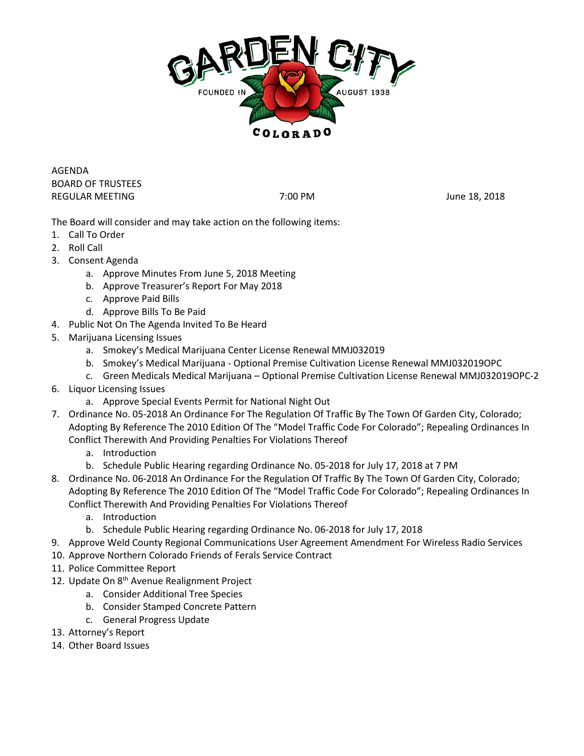GARDEN CITY

FOUNDED IN AUGUST 1938

COLORADO

AGENDA
BOARD OF TRUSTEES
REGULAR MEETING 7:00 PM June 18, 2018

The Board will consider and may take action on the following items:

1. Call To Order
2. Roll Call
3. Consent Agenda
    a. Approve Minutes From June 5, 2018 Meeting
    b. Approve Treasurer's Report For May 2018
    c. Approve Paid Bills
    d. Approve Bills To Be Paid
4. Public Not On The Agenda Invited To Be Heard
5. Marijuana Licensing Issues
    a. Smokey's Medical Marijuana Center License Renewal MMJ032019
    b. Smokey's Medical Marijuana - Optional Premise Cultivation License Renewal MMJ032019OPC
    c. Green Medicals Medical Marijuana – Optional Premise Cultivation License Renewal MMJ032019OPC-2
6. Liquor Licensing Issues
    a. Approve Special Events Permit for National Night Out
7. Ordinance No. 05-2018 An Ordinance For The Regulation Of Traffic By The Town Of Garden City, Colorado; Adopting By Reference The 2010 Edition Of The "Model Traffic Code For Colorado"; Repealing Ordinances In Conflict Therewith And Providing Penalties For Violations Thereof
    a. Introduction
    b. Schedule Public Hearing regarding Ordinance No. 05-2018 for July 17, 2018 at 7 PM
8. Ordinance No. 06-2018 An Ordinance For the Regulation Of Traffic By The Town Of Garden City, Colorado; Adopting By Reference The 2010 Edition Of The "Model Traffic Code For Colorado"; Repealing Ordinances In Conflict Therewith And Providing Penalties For Violations Thereof
    a. Introduction
    b. Schedule Public Hearing regarding Ordinance No. 06-2018 for July 17, 2018
9. Approve Weld County Regional Communications User Agreement Amendment For Wireless Radio Services
10. Approve Northern Colorado Friends of Ferals Service Contract
11. Police Committee Report
12. Update On 8th Avenue Realignment Project
    a. Consider Additional Tree Species
    b. Consider Stamped Concrete Pattern
    c. General Progress Update
13. Attorney's Report
14. Other Board Issues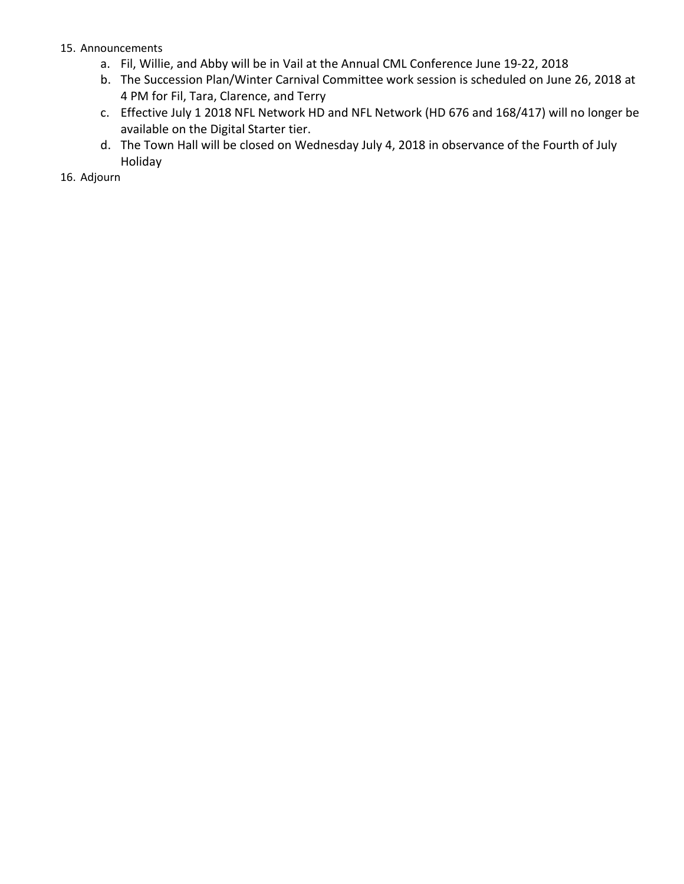15. Announcements
    a. Fil, Willie, and Abby will be in Vail at the Annual CML Conference June 19-22, 2018
    b. The Succession Plan/Winter Carnival Committee work session is scheduled on June 26, 2018 at 4 PM for Fil, Tara, Clarence, and Terry
    c. Effective July 1 2018 NFL Network HD and NFL Network (HD 676 and 168/417) will no longer be available on the Digital Starter tier.
    d. The Town Hall will be closed on Wednesday July 4, 2018 in observance of the Fourth of July Holiday
16. Adjourn